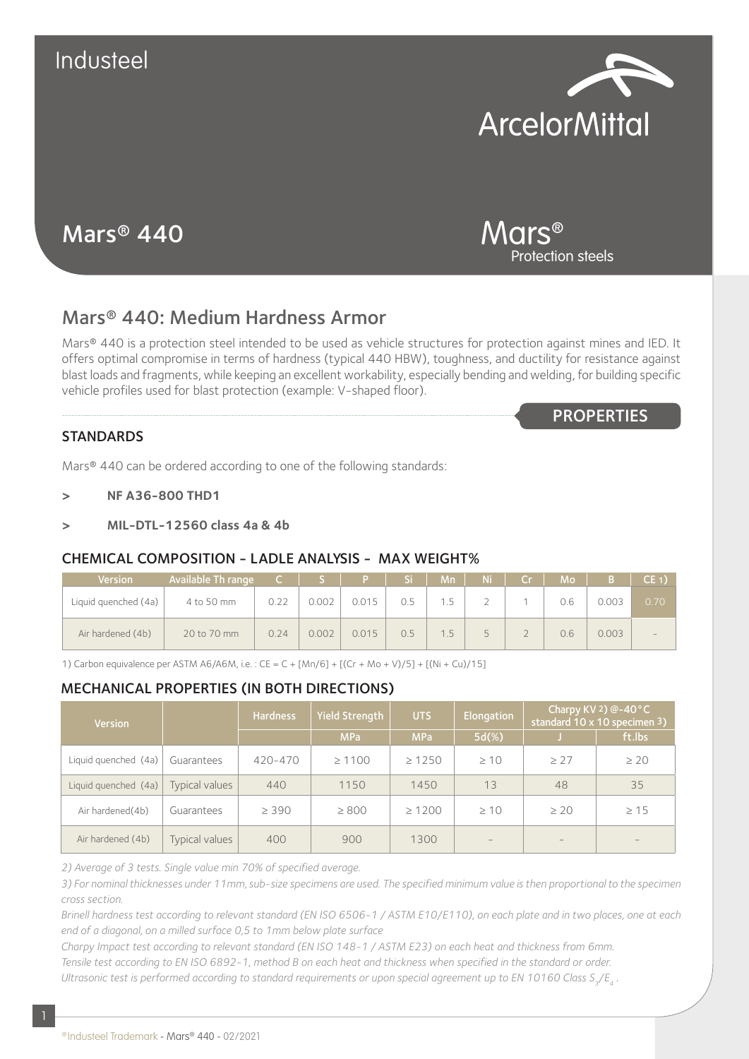Industeel

ArcelorMittal

# Mars® 440

Mars®
Protection steels

## Mars® 440: Medium Hardness Armor

Mars® 440 is a protection steel intended to be used as vehicle structures for protection against mines and IED. It offers optimal compromise in terms of hardness (typical 440 HBW), toughness, and ductility for resistance against blast loads and fragments, while keeping an excellent workability, especially bending and welding, for building specific vehicle profiles used for blast protection (example: V-shaped floor).

PROPERTIES

### STANDARDS

Mars® 440 can be ordered according to one of the following standards:

- **NF A36-800 THD1**
- **MIL-DTL-12560 class 4a & 4b**

### CHEMICAL COMPOSITION - LADLE ANALYSIS - MAX WEIGHT%

| Version | Available Th range | C | S | P | Si | Mn | Ni | Cr | Mo | B | CE 1) |
|---|---|---|---|---|---|---|---|---|---|---|---|
| Liquid quenched (4a) | 4 to 50 mm | 0.22 | 0.002 | 0.015 | 0.5 | 1.5 | 2 | 1 | 0.6 | 0.003 | 0.70 |
| Air hardened (4b) | 20 to 70 mm | 0.24 | 0.002 | 0.015 | 0.5 | 1.5 | 5 | 2 | 0.6 | 0.003 | - |

1) Carbon equivalence per ASTM A6/A6M, i.e. : $CE = C + [Mn/6] + [(Cr + Mo + V)/5] + [(Ni + Cu)/15]$

### MECHANICAL PROPERTIES (IN BOTH DIRECTIONS)

| Version | | Hardness | Yield Strength | UTS | Elongation | Charpy KV 2) @-40°C standard 10 x 10 specimen 3) | |
|---|---|---|---|---|---|---|---|
| | | | MPa | MPa | 5d(%) | J | ft.lbs |
| Liquid quenched (4a) | Guarantees | 420-470 | ≥ 1100 | ≥ 1250 | ≥ 10 | ≥ 27 | ≥ 20 |
| Liquid quenched (4a) | Typical values | 440 | 1150 | 1450 | 13 | 48 | 35 |
| Air hardened(4b) | Guarantees | ≥ 390 | ≥ 800 | ≥ 1200 | ≥ 10 | ≥ 20 | ≥ 15 |
| Air hardened (4b) | Typical values | 400 | 900 | 1300 | - | - | - |

*2) Average of 3 tests. Single value min 70% of specified average.*

*3) For nominal thicknesses under 11mm, sub-size specimens are used. The specified minimum value is then proportional to the specimen cross section.*

*Brinell hardness test according to relevant standard (EN ISO 6506-1 / ASTM E10/E110), on each plate and in two places, one at each end of a diagonal, on a milled surface 0,5 to 1mm below plate surface*

*Charpy Impact test according to relevant standard (EN ISO 148-1 / ASTM E23) on each heat and thickness from 6mm.*

*Tensile test according to EN ISO 6892-1, method B on each heat and thickness when specified in the standard or order.*

*Ultrasonic test is performed according to standard requirements or upon special agreement up to EN 10160 Class $S_3/E_4$.*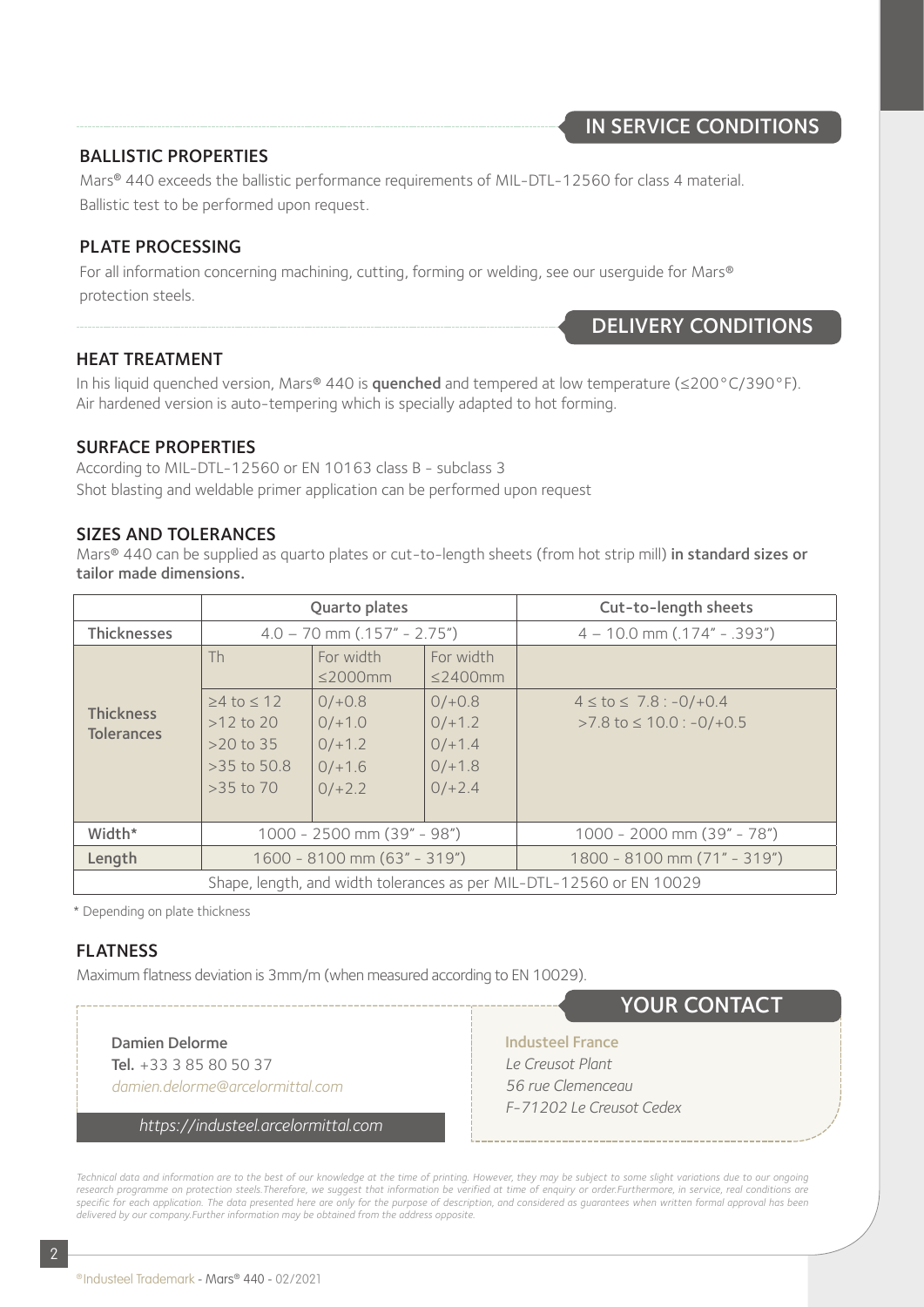## IN SERVICE CONDITIONS

### BALLISTIC PROPERTIES

Mars® 440 exceeds the ballistic performance requirements of MIL-DTL-12560 for class 4 material.
Ballistic test to be performed upon request.

### PLATE PROCESSING

For all information concerning machining, cutting, forming or welding, see our userguide for Mars® protection steels.

## DELIVERY CONDITIONS

### HEAT TREATMENT

In his liquid quenched version, Mars® 440 is **quenched** and tempered at low temperature (≤200°C/390°F).
Air hardened version is auto-tempering which is specially adapted to hot forming.

### SURFACE PROPERTIES

According to MIL-DTL-12560 or EN 10163 class B - subclass 3
Shot blasting and weldable primer application can be performed upon request

### SIZES AND TOLERANCES

Mars® 440 can be supplied as quarto plates or cut-to-length sheets (from hot strip mill) **in standard sizes or tailor made dimensions.**

| | Quarto plates | | | Cut-to-length sheets |
|---|---|---|---|---|
| **Thicknesses** | 4.0 – 70 mm (.157" - 2.75") | | | 4 – 10.0 mm (.174" - .393") |
| **Thickness Tolerances** | Th | For width ≤2000mm | For width ≤2400mm | |
| | ≥4 to ≤ 12<br>>12 to 20<br>>20 to 35<br>>35 to 50.8<br>>35 to 70 | 0/+0.8<br>0/+1.0<br>0/+1.2<br>0/+1.6<br>0/+2.2 | 0/+0.8<br>0/+1.2<br>0/+1.4<br>0/+1.8<br>0/+2.4 | 4 ≤ to ≤ 7.8 : -0/+0.4<br>>7.8 to ≤ 10.0 : -0/+0.5 |
| **Width*** | 1000 - 2500 mm (39" - 98") | | | 1000 - 2000 mm (39" - 78") |
| **Length** | 1600 - 8100 mm (63" - 319") | | | 1800 - 8100 mm (71" - 319") |
| Shape, length, and width tolerances as per MIL-DTL-12560 or EN 10029 | | | | |

\* Depending on plate thickness

### FLATNESS

Maximum flatness deviation is 3mm/m (when measured according to EN 10029).

## YOUR CONTACT

**Damien Delorme**
**Tel.** +33 3 85 80 50 37
*damien.delorme@arcelormittal.com*

*https://industeel.arcelormittal.com*

**Industeel France**
*Le Creusot Plant*
*56 rue Clemenceau*
*F-71202 Le Creusot Cedex*

*Technical data and information are to the best of our knowledge at the time of printing. However, they may be subject to some slight variations due to our ongoing research programme on protection steels.Therefore, we suggest that information be verified at time of enquiry or order.Furthermore, in service, real conditions are specific for each application. The data presented here are only for the purpose of description, and considered as guarantees when written formal approval has been delivered by our company.Further information may be obtained from the address opposite.*

®Industeel Trademark - Mars® 440 - 02/2021